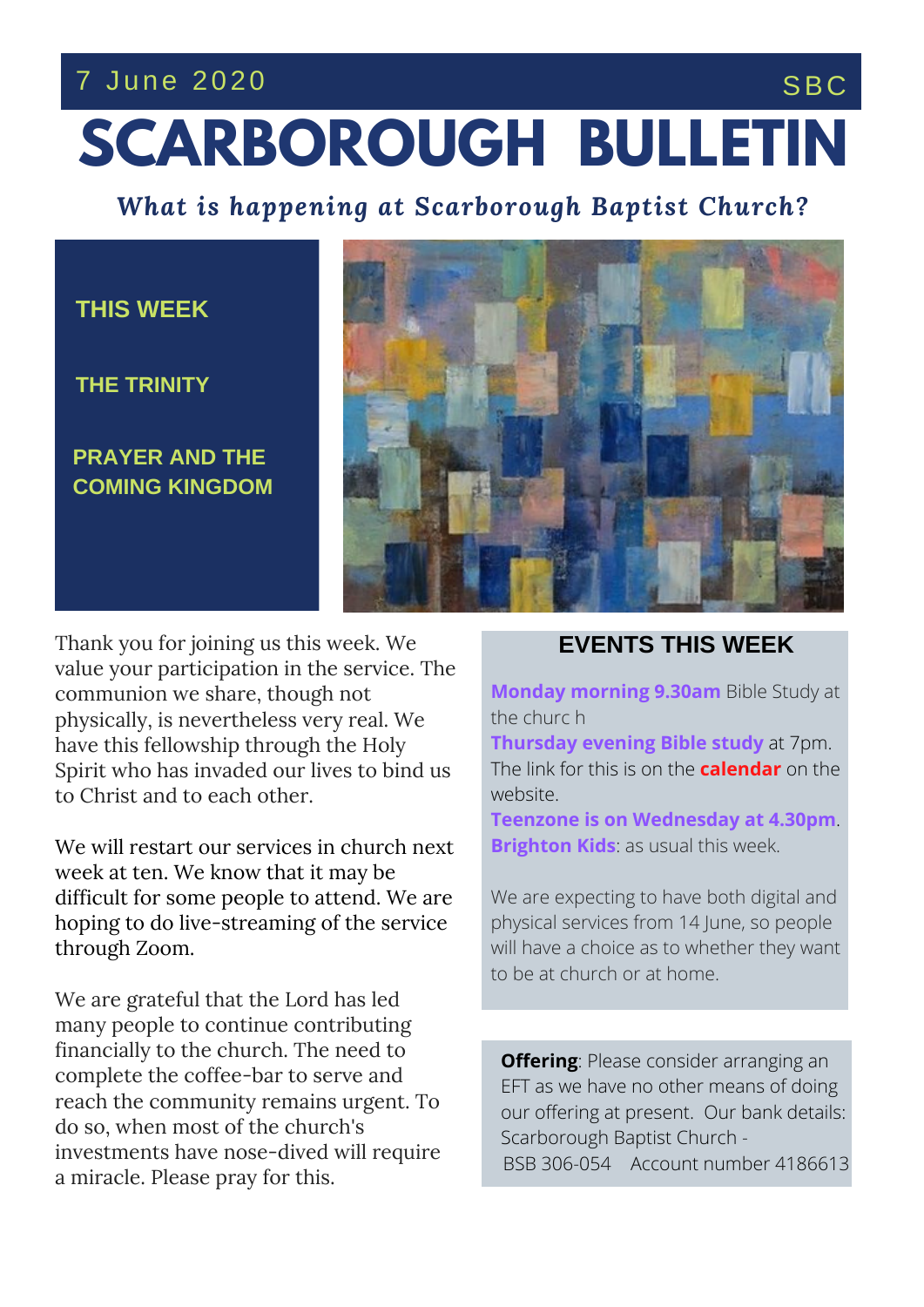7 June 2020 SBC

# SCARBOROUGH BULLETIN

***What is happening at Scarborough Baptist Church?***

**THIS WEEK**

**THE TRINITY**

**PRAYER AND THE COMING KINGDOM**

Thank you for joining us this week. We value your participation in the service. The communion we share, though not physically, is nevertheless very real. We have this fellowship through the Holy Spirit who has invaded our lives to bind us to Christ and to each other.

We will restart our services in church next week at ten. We know that it may be difficult for some people to attend. We are hoping to do live-streaming of the service through Zoom.

We are grateful that the Lord has led many people to continue contributing financially to the church. The need to complete the coffee-bar to serve and reach the community remains urgent. To do so, when most of the church's investments have nose-dived will require a miracle. Please pray for this.

## EVENTS THIS WEEK

**Monday morning 9.30am** Bible Study at the churc h

**Thursday evening Bible study** at 7pm. The link for this is on the **calendar** on the website.

**Teenzone is on Wednesday at 4.30pm**.

**Brighton Kids**: as usual this week.

We are expecting to have both digital and physical services from 14 June, so people will have a choice as to whether they want to be at church or at home.

**Offering**: Please consider arranging an EFT as we have no other means of doing our offering at present. Our bank details: Scarborough Baptist Church - BSB 306-054 Account number 4186613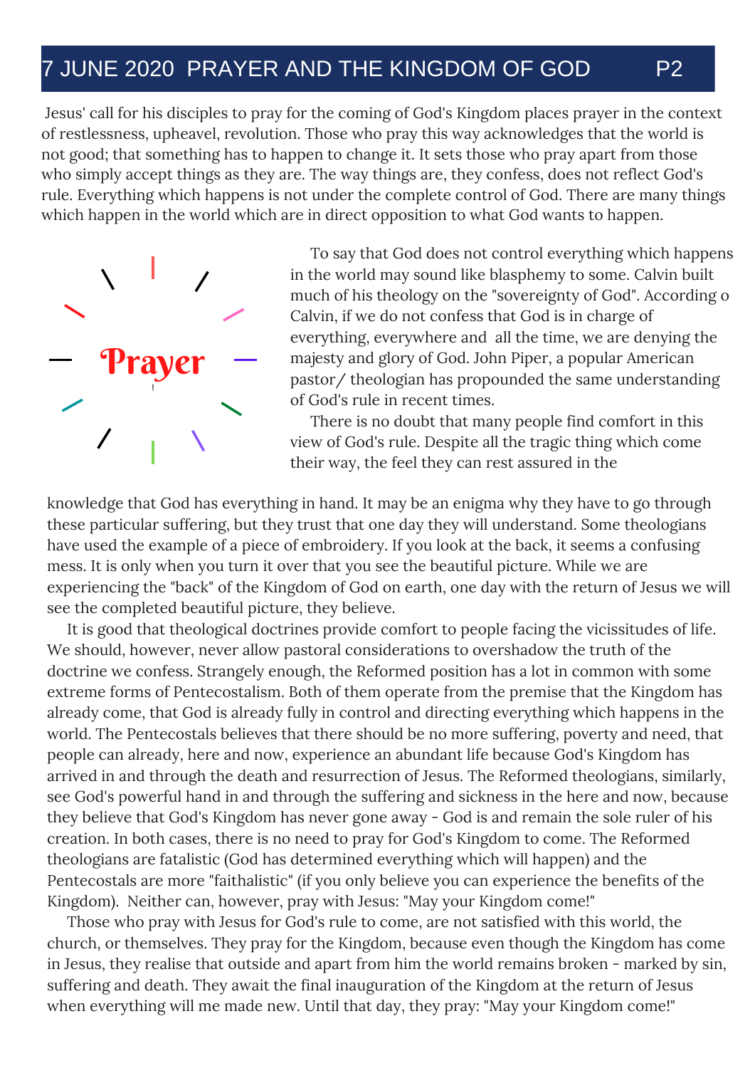# 7 JUNE 2020 PRAYER AND THE KINGDOM OF GOD

Jesus' call for his disciples to pray for the coming of God's Kingdom places prayer in the context of restlessness, upheaval, revolution. Those who pray this way acknowledges that the world is not good; that something has to happen to change it. It sets those who pray apart from those who simply accept things as they are. The way things are, they confess, does not reflect God's rule. Everything which happens is not under the complete control of God. There are many things which happen in the world which are in direct opposition to what God wants to happen.

Prayer

To say that God does not control everything which happens in the world may sound like blasphemy to some. Calvin built much of his theology on the "sovereignty of God". According o Calvin, if we do not confess that God is in charge of everything, everywhere and all the time, we are denying the majesty and glory of God. John Piper, a popular American pastor/ theologian has propounded the same understanding of God's rule in recent times.

There is no doubt that many people find comfort in this view of God's rule. Despite all the tragic thing which come their way, the feel they can rest assured in the knowledge that God has everything in hand. It may be an enigma why they have to go through these particular suffering, but they trust that one day they will understand. Some theologians have used the example of a piece of embroidery. If you look at the back, it seems a confusing mess. It is only when you turn it over that you see the beautiful picture. While we are experiencing the "back" of the Kingdom of God on earth, one day with the return of Jesus we will see the completed beautiful picture, they believe.

It is good that theological doctrines provide comfort to people facing the vicissitudes of life. We should, however, never allow pastoral considerations to overshadow the truth of the doctrine we confess. Strangely enough, the Reformed position has a lot in common with some extreme forms of Pentecostalism. Both of them operate from the premise that the Kingdom has already come, that God is already fully in control and directing everything which happens in the world. The Pentecostals believes that there should be no more suffering, poverty and need, that people can already, here and now, experience an abundant life because God's Kingdom has arrived in and through the death and resurrection of Jesus. The Reformed theologians, similarly, see God's powerful hand in and through the suffering and sickness in the here and now, because they believe that God's Kingdom has never gone away - God is and remain the sole ruler of his creation. In both cases, there is no need to pray for God's Kingdom to come. The Reformed theologians are fatalistic (God has determined everything which will happen) and the Pentecostals are more "faithalistic" (if you only believe you can experience the benefits of the Kingdom). Neither can, however, pray with Jesus: "May your Kingdom come!"

Those who pray with Jesus for God's rule to come, are not satisfied with this world, the church, or themselves. They pray for the Kingdom, because even though the Kingdom has come in Jesus, they realise that outside and apart from him the world remains broken - marked by sin, suffering and death. They await the final inauguration of the Kingdom at the return of Jesus when everything will me made new. Until that day, they pray: "May your Kingdom come!"